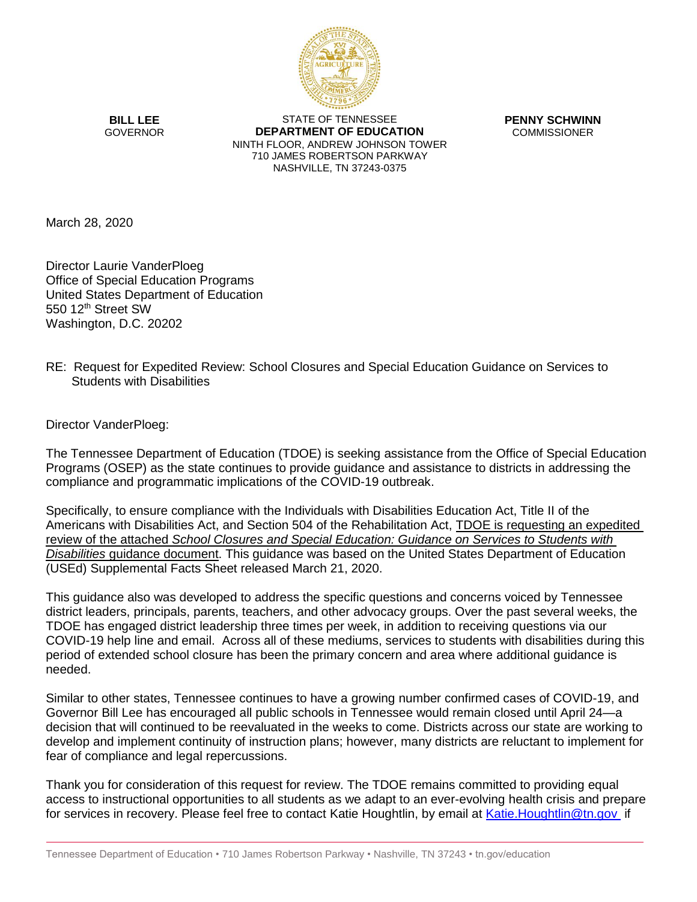**BILL LEE**
GOVERNOR

STATE OF TENNESSEE
**DEPARTMENT OF EDUCATION**
NINTH FLOOR, ANDREW JOHNSON TOWER
710 JAMES ROBERTSON PARKWAY
NASHVILLE, TN 37243-0375

**PENNY SCHWINN**
COMMISSIONER

March 28, 2020

Director Laurie VanderPloeg
Office of Special Education Programs
United States Department of Education
550 12th Street SW
Washington, D.C. 20202

RE: Request for Expedited Review: School Closures and Special Education Guidance on Services to Students with Disabilities

Director VanderPloeg:

The Tennessee Department of Education (TDOE) is seeking assistance from the Office of Special Education Programs (OSEP) as the state continues to provide guidance and assistance to districts in addressing the compliance and programmatic implications of the COVID-19 outbreak.

Specifically, to ensure compliance with the Individuals with Disabilities Education Act, Title II of the Americans with Disabilities Act, and Section 504 of the Rehabilitation Act, TDOE is requesting an expedited review of the attached *School Closures and Special Education: Guidance on Services to Students with Disabilities* guidance document. This guidance was based on the United States Department of Education (USEd) Supplemental Facts Sheet released March 21, 2020.

This guidance also was developed to address the specific questions and concerns voiced by Tennessee district leaders, principals, parents, teachers, and other advocacy groups. Over the past several weeks, the TDOE has engaged district leadership three times per week, in addition to receiving questions via our COVID-19 help line and email. Across all of these mediums, services to students with disabilities during this period of extended school closure has been the primary concern and area where additional guidance is needed.

Similar to other states, Tennessee continues to have a growing number confirmed cases of COVID-19, and Governor Bill Lee has encouraged all public schools in Tennessee would remain closed until April 24—a decision that will continued to be reevaluated in the weeks to come. Districts across our state are working to develop and implement continuity of instruction plans; however, many districts are reluctant to implement for fear of compliance and legal repercussions.

Thank you for consideration of this request for review. The TDOE remains committed to providing equal access to instructional opportunities to all students as we adapt to an ever-evolving health crisis and prepare for services in recovery. Please feel free to contact Katie Houghtlin, by email at Katie.Houghtlin@tn.gov if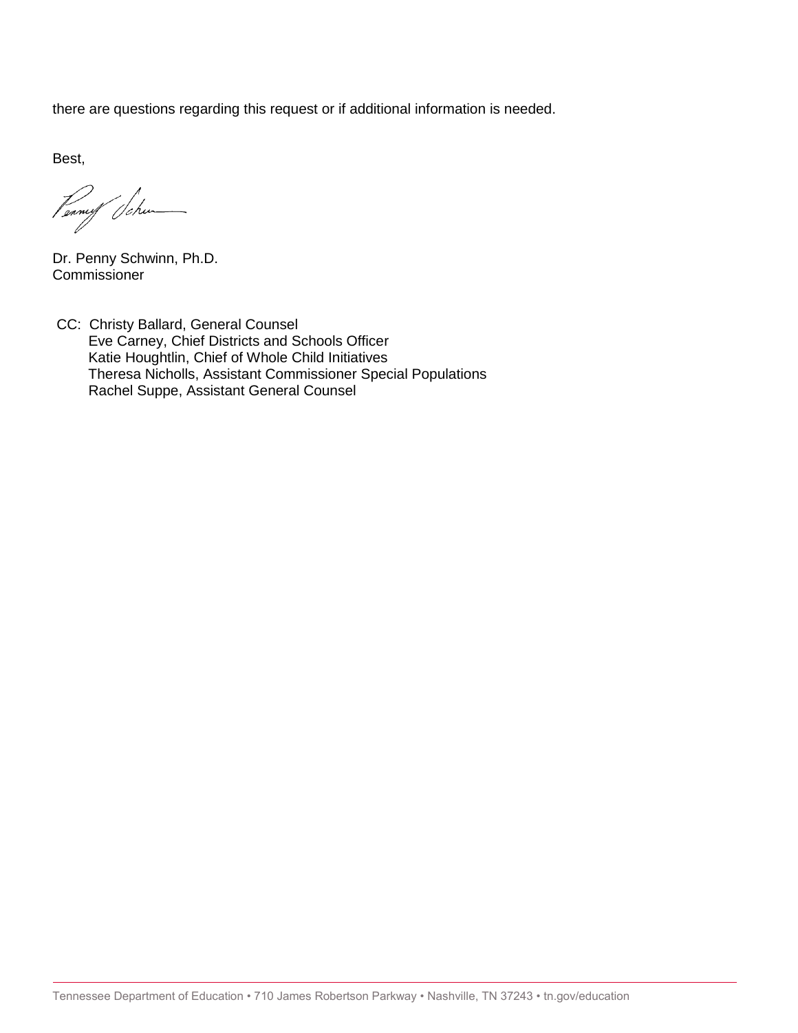there are questions regarding this request or if additional information is needed.

Best,

Dr. Penny Schwinn, Ph.D.
Commissioner

CC: Christy Ballard, General Counsel
Eve Carney, Chief Districts and Schools Officer
Katie Houghtlin, Chief of Whole Child Initiatives
Theresa Nicholls, Assistant Commissioner Special Populations
Rachel Suppe, Assistant General Counsel